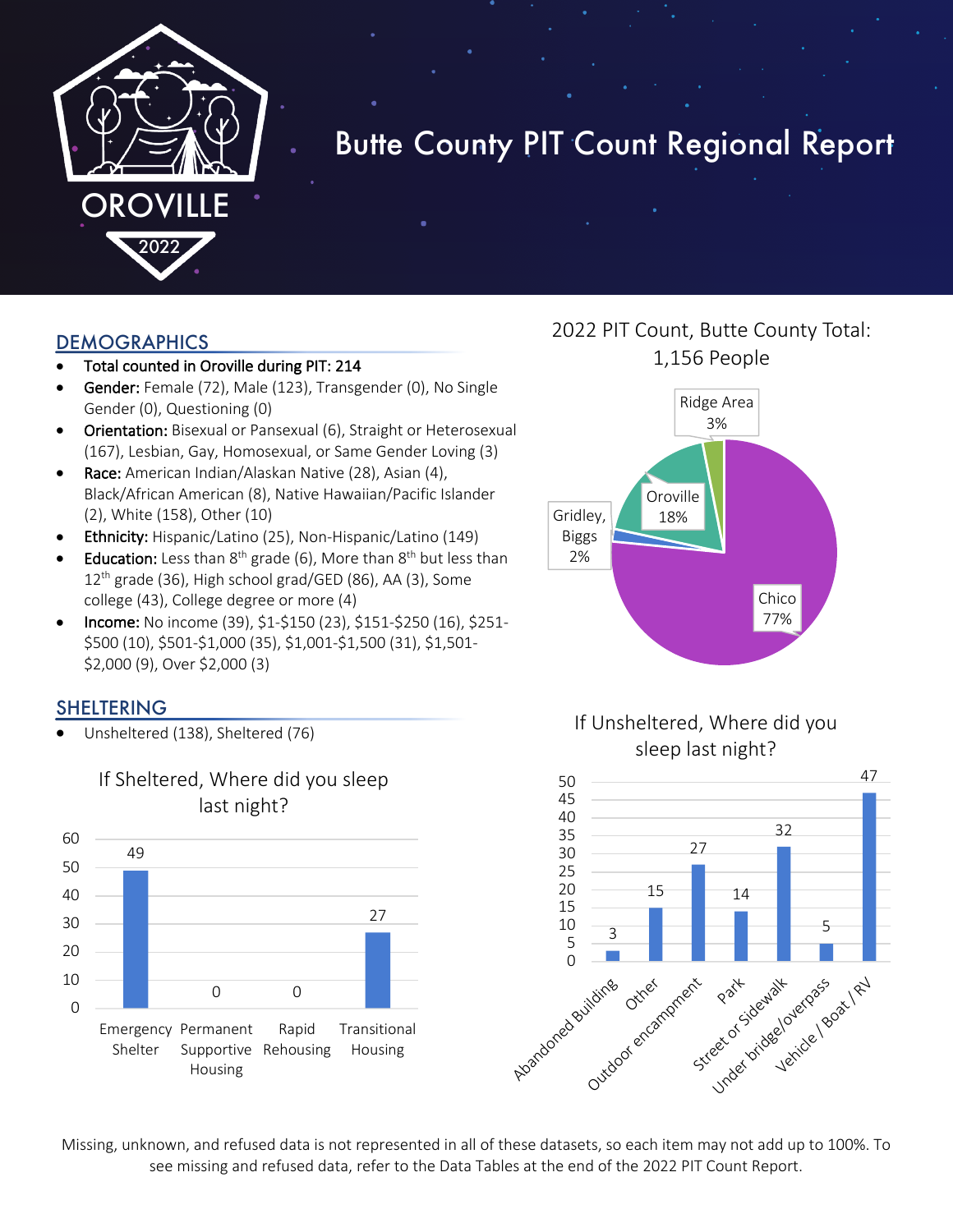# Butte County PIT Count Regional Report

OROVILLE

2022

## DEMOGRAPHICS

- Total counted in Oroville during PIT: 214
- **Gender:** Female (72), Male (123), Transgender (0), No Single Gender (0), Questioning (0)
- **Orientation:** Bisexual or Pansexual (6), Straight or Heterosexual (167), Lesbian, Gay, Homosexual, or Same Gender Loving (3)
- **Race:** American Indian/Alaskan Native (28), Asian (4), Black/African American (8), Native Hawaiian/Pacific Islander (2), White (158), Other (10)
- **Ethnicity:** Hispanic/Latino (25), Non-Hispanic/Latino (149)
- **Education:** Less than 8th grade (6), More than 8th but less than 12th grade (36), High school grad/GED (86), AA (3), Some college (43), College degree or more (4)
- **Income:** No income (39), $1-$150 (23), $151-$250 (16), $251-$500 (10), $501-$1,000 (35), $1,001-$1,500 (31), $1,501-$2,000 (9), Over $2,000 (3)

2022 PIT Count, Butte County Total: 1,156 People

| Region | Percent |
|---|---|
| Chico | 77% |
| Oroville | 18% |
| Ridge Area | 3% |
| Gridley, Biggs | 2% |

## SHELTERING

- Unsheltered (138), Sheltered (76)

If Sheltered, Where did you sleep last night?

| Location | Count |
|---|---|
| Emergency Shelter | 49 |
| Permanent Supportive Housing | 0 |
| Rapid Rehousing | 0 |
| Transitional Housing | 27 |

If Unsheltered, Where did you sleep last night?

| Location | Count |
|---|---|
| Abandoned Building | 3 |
| Other | 15 |
| Outdoor encampment | 27 |
| Park | 14 |
| Street or Sidewalk | 32 |
| Under bridge/overpass | 5 |
| Vehicle / Boat / RV | 47 |

Missing, unknown, and refused data is not represented in all of these datasets, so each item may not add up to 100%. To see missing and refused data, refer to the Data Tables at the end of the 2022 PIT Count Report.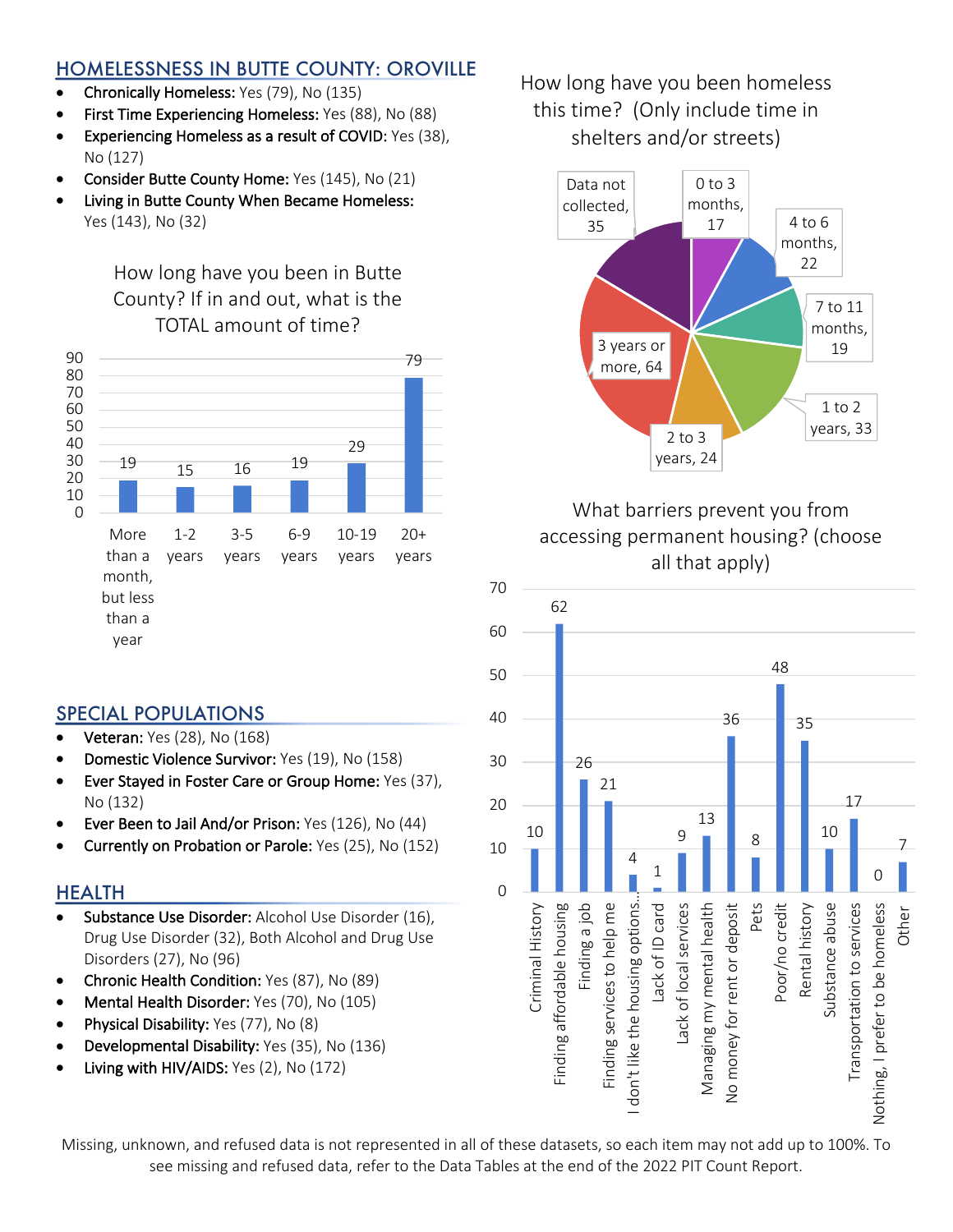## HOMELESSNESS IN BUTTE COUNTY: OROVILLE

- **Chronically Homeless:** Yes (79), No (135)
- **First Time Experiencing Homeless:** Yes (88), No (88)
- **Experiencing Homeless as a result of COVID:** Yes (38), No (127)
- **Consider Butte County Home:** Yes (145), No (21)
- **Living in Butte County When Became Homeless:** Yes (143), No (32)

How long have you been in Butte County? If in and out, what is the TOTAL amount of time?

90
80
70
60
50
40
30
20
10
0

More than a month, but less than a year: 19
1-2 years: 15
3-5 years: 16
6-9 years: 19
10-19 years: 29
20+ years: 79

## SPECIAL POPULATIONS

- **Veteran:** Yes (28), No (168)
- **Domestic Violence Survivor:** Yes (19), No (158)
- **Ever Stayed in Foster Care or Group Home:** Yes (37), No (132)
- **Ever Been to Jail And/or Prison:** Yes (126), No (44)
- **Currently on Probation or Parole:** Yes (25), No (152)

## HEALTH

- **Substance Use Disorder:** Alcohol Use Disorder (16), Drug Use Disorder (32), Both Alcohol and Drug Use Disorders (27), No (96)
- **Chronic Health Condition:** Yes (87), No (89)
- **Mental Health Disorder:** Yes (70), No (105)
- **Physical Disability:** Yes (77), No (8)
- **Developmental Disability:** Yes (35), No (136)
- **Living with HIV/AIDS:** Yes (2), No (172)

How long have you been homeless this time? (Only include time in shelters and/or streets)

Data not collected, 35
0 to 3 months, 17
4 to 6 months, 22
7 to 11 months, 19
1 to 2 years, 33
2 to 3 years, 24
3 years or more, 64

What barriers prevent you from accessing permanent housing? (choose all that apply)

70
60
50
40
30
20
10
0

Criminal History: 10
Finding affordable housing: 62
Finding a job: 26
Finding services to help me: 21
I don't like the housing options...: 4
Lack of ID card: 1
Lack of local services: 9
Managing my mental health: 13
No money for rent or deposit: 36
Pets: 8
Poor/no credit: 48
Rental history: 35
Substance abuse: 10
Transportation to services: 17
Nothing, I prefer to be homeless: 0
Other: 7

Missing, unknown, and refused data is not represented in all of these datasets, so each item may not add up to 100%. To see missing and refused data, refer to the Data Tables at the end of the 2022 PIT Count Report.